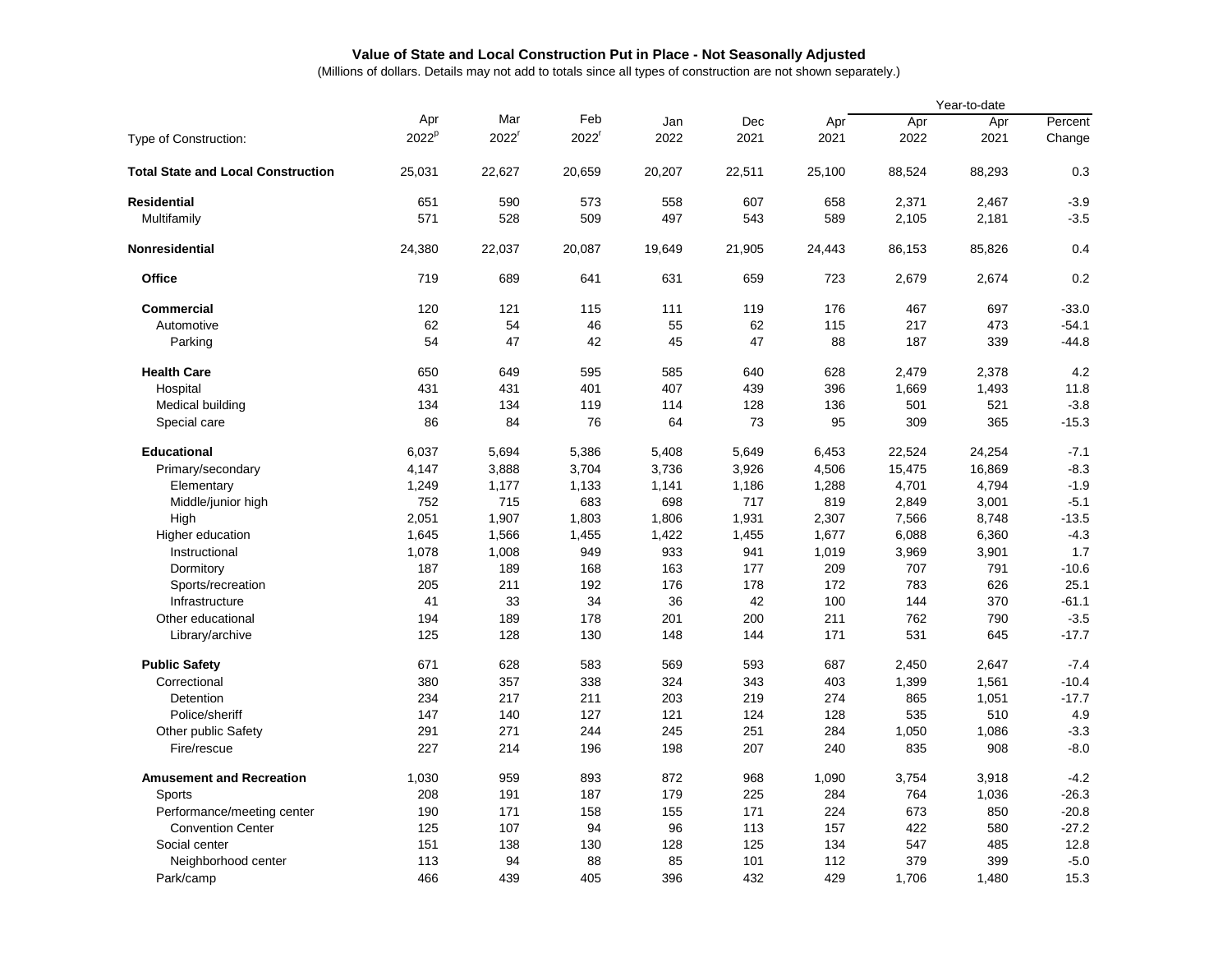**Value of State and Local Construction Put in Place - Not Seasonally Adjusted**

(Millions of dollars. Details may not add to totals since all types of construction are not shown separately.)

| Type of Construction: | Apr 2022[p] | Mar 2022[r] | Feb 2022[r] | Jan 2022 | Dec 2021 | Apr 2021 | Year-to-date Apr 2022 | Year-to-date Apr 2021 | Percent Change |
|---|---|---|---|---|---|---|---|---|---|
| **Total State and Local Construction** | 25,031 | 22,627 | 20,659 | 20,207 | 22,511 | 25,100 | 88,524 | 88,293 | 0.3 |
| **Residential** | 651 | 590 | 573 | 558 | 607 | 658 | 2,371 | 2,467 | -3.9 |
| Multifamily | 571 | 528 | 509 | 497 | 543 | 589 | 2,105 | 2,181 | -3.5 |
| **Nonresidential** | 24,380 | 22,037 | 20,087 | 19,649 | 21,905 | 24,443 | 86,153 | 85,826 | 0.4 |
| **Office** | 719 | 689 | 641 | 631 | 659 | 723 | 2,679 | 2,674 | 0.2 |
| **Commercial** | 120 | 121 | 115 | 111 | 119 | 176 | 467 | 697 | -33.0 |
| Automotive | 62 | 54 | 46 | 55 | 62 | 115 | 217 | 473 | -54.1 |
| Parking | 54 | 47 | 42 | 45 | 47 | 88 | 187 | 339 | -44.8 |
| **Health Care** | 650 | 649 | 595 | 585 | 640 | 628 | 2,479 | 2,378 | 4.2 |
| Hospital | 431 | 431 | 401 | 407 | 439 | 396 | 1,669 | 1,493 | 11.8 |
| Medical building | 134 | 134 | 119 | 114 | 128 | 136 | 501 | 521 | -3.8 |
| Special care | 86 | 84 | 76 | 64 | 73 | 95 | 309 | 365 | -15.3 |
| **Educational** | 6,037 | 5,694 | 5,386 | 5,408 | 5,649 | 6,453 | 22,524 | 24,254 | -7.1 |
| Primary/secondary | 4,147 | 3,888 | 3,704 | 3,736 | 3,926 | 4,506 | 15,475 | 16,869 | -8.3 |
| Elementary | 1,249 | 1,177 | 1,133 | 1,141 | 1,186 | 1,288 | 4,701 | 4,794 | -1.9 |
| Middle/junior high | 752 | 715 | 683 | 698 | 717 | 819 | 2,849 | 3,001 | -5.1 |
| High | 2,051 | 1,907 | 1,803 | 1,806 | 1,931 | 2,307 | 7,566 | 8,748 | -13.5 |
| Higher education | 1,645 | 1,566 | 1,455 | 1,422 | 1,455 | 1,677 | 6,088 | 6,360 | -4.3 |
| Instructional | 1,078 | 1,008 | 949 | 933 | 941 | 1,019 | 3,969 | 3,901 | 1.7 |
| Dormitory | 187 | 189 | 168 | 163 | 177 | 209 | 707 | 791 | -10.6 |
| Sports/recreation | 205 | 211 | 192 | 176 | 178 | 172 | 783 | 626 | 25.1 |
| Infrastructure | 41 | 33 | 34 | 36 | 42 | 100 | 144 | 370 | -61.1 |
| Other educational | 194 | 189 | 178 | 201 | 200 | 211 | 762 | 790 | -3.5 |
| Library/archive | 125 | 128 | 130 | 148 | 144 | 171 | 531 | 645 | -17.7 |
| **Public Safety** | 671 | 628 | 583 | 569 | 593 | 687 | 2,450 | 2,647 | -7.4 |
| Correctional | 380 | 357 | 338 | 324 | 343 | 403 | 1,399 | 1,561 | -10.4 |
| Detention | 234 | 217 | 211 | 203 | 219 | 274 | 865 | 1,051 | -17.7 |
| Police/sheriff | 147 | 140 | 127 | 121 | 124 | 128 | 535 | 510 | 4.9 |
| Other public Safety | 291 | 271 | 244 | 245 | 251 | 284 | 1,050 | 1,086 | -3.3 |
| Fire/rescue | 227 | 214 | 196 | 198 | 207 | 240 | 835 | 908 | -8.0 |
| **Amusement and Recreation** | 1,030 | 959 | 893 | 872 | 968 | 1,090 | 3,754 | 3,918 | -4.2 |
| Sports | 208 | 191 | 187 | 179 | 225 | 284 | 764 | 1,036 | -26.3 |
| Performance/meeting center | 190 | 171 | 158 | 155 | 171 | 224 | 673 | 850 | -20.8 |
| Convention Center | 125 | 107 | 94 | 96 | 113 | 157 | 422 | 580 | -27.2 |
| Social center | 151 | 138 | 130 | 128 | 125 | 134 | 547 | 485 | 12.8 |
| Neighborhood center | 113 | 94 | 88 | 85 | 101 | 112 | 379 | 399 | -5.0 |
| Park/camp | 466 | 439 | 405 | 396 | 432 | 429 | 1,706 | 1,480 | 15.3 |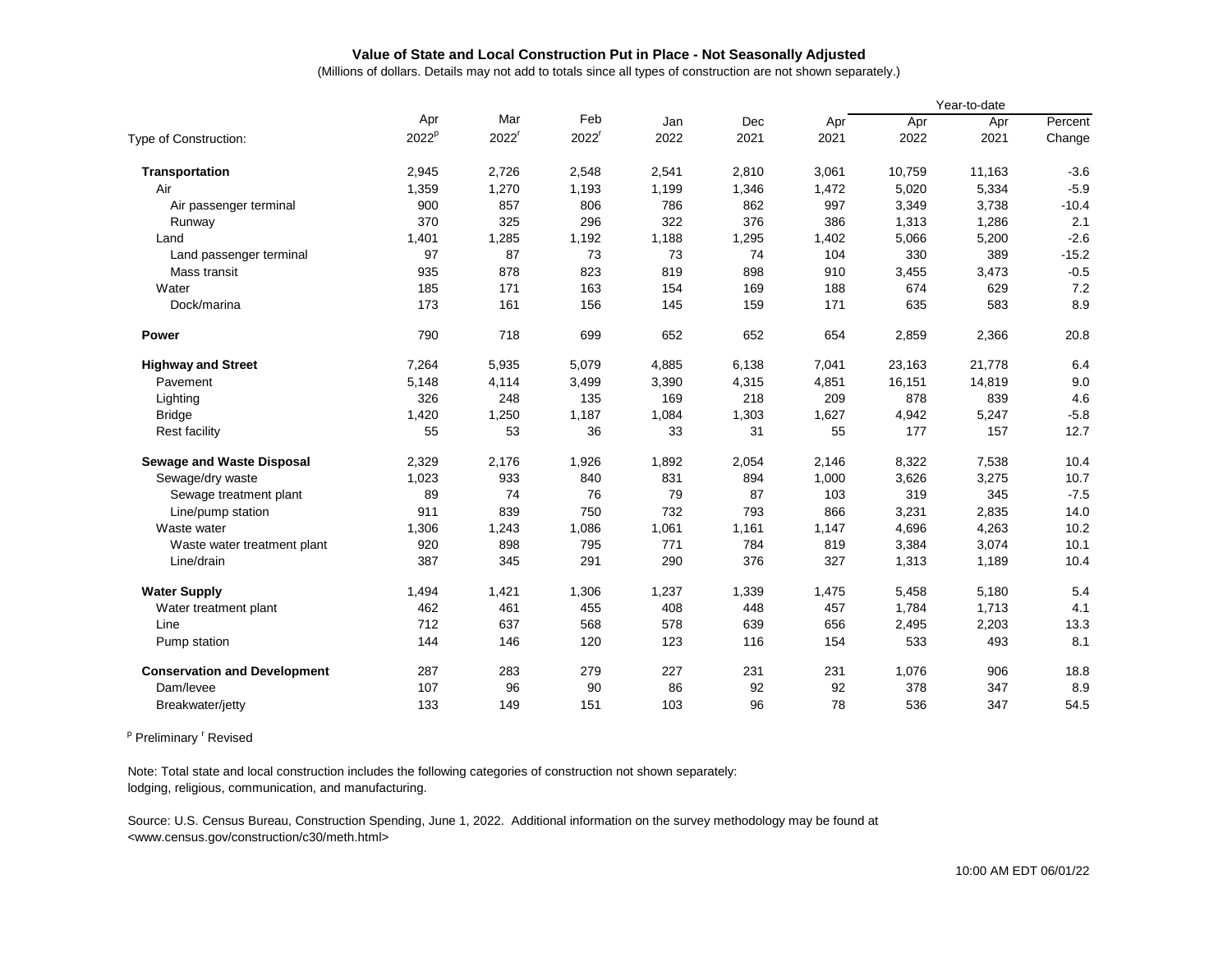**Value of State and Local Construction Put in Place - Not Seasonally Adjusted**

(Millions of dollars. Details may not add to totals since all types of construction are not shown separately.)

| Type of Construction: | Apr 2022[p] | Mar 2022[r] | Feb 2022[r] | Jan 2022 | Dec 2021 | Apr 2021 | Year-to-date Apr 2022 | Year-to-date Apr 2021 | Year-to-date Percent Change |
|---|---|---|---|---|---|---|---|---|---|
| **Transportation** | 2,945 | 2,726 | 2,548 | 2,541 | 2,810 | 3,061 | 10,759 | 11,163 | -3.6 |
| Air | 1,359 | 1,270 | 1,193 | 1,199 | 1,346 | 1,472 | 5,020 | 5,334 | -5.9 |
| Air passenger terminal | 900 | 857 | 806 | 786 | 862 | 997 | 3,349 | 3,738 | -10.4 |
| Runway | 370 | 325 | 296 | 322 | 376 | 386 | 1,313 | 1,286 | 2.1 |
| Land | 1,401 | 1,285 | 1,192 | 1,188 | 1,295 | 1,402 | 5,066 | 5,200 | -2.6 |
| Land passenger terminal | 97 | 87 | 73 | 73 | 74 | 104 | 330 | 389 | -15.2 |
| Mass transit | 935 | 878 | 823 | 819 | 898 | 910 | 3,455 | 3,473 | -0.5 |
| Water | 185 | 171 | 163 | 154 | 169 | 188 | 674 | 629 | 7.2 |
| Dock/marina | 173 | 161 | 156 | 145 | 159 | 171 | 635 | 583 | 8.9 |
| **Power** | 790 | 718 | 699 | 652 | 652 | 654 | 2,859 | 2,366 | 20.8 |
| **Highway and Street** | 7,264 | 5,935 | 5,079 | 4,885 | 6,138 | 7,041 | 23,163 | 21,778 | 6.4 |
| Pavement | 5,148 | 4,114 | 3,499 | 3,390 | 4,315 | 4,851 | 16,151 | 14,819 | 9.0 |
| Lighting | 326 | 248 | 135 | 169 | 218 | 209 | 878 | 839 | 4.6 |
| Bridge | 1,420 | 1,250 | 1,187 | 1,084 | 1,303 | 1,627 | 4,942 | 5,247 | -5.8 |
| Rest facility | 55 | 53 | 36 | 33 | 31 | 55 | 177 | 157 | 12.7 |
| **Sewage and Waste Disposal** | 2,329 | 2,176 | 1,926 | 1,892 | 2,054 | 2,146 | 8,322 | 7,538 | 10.4 |
| Sewage/dry waste | 1,023 | 933 | 840 | 831 | 894 | 1,000 | 3,626 | 3,275 | 10.7 |
| Sewage treatment plant | 89 | 74 | 76 | 79 | 87 | 103 | 319 | 345 | -7.5 |
| Line/pump station | 911 | 839 | 750 | 732 | 793 | 866 | 3,231 | 2,835 | 14.0 |
| Waste water | 1,306 | 1,243 | 1,086 | 1,061 | 1,161 | 1,147 | 4,696 | 4,263 | 10.2 |
| Waste water treatment plant | 920 | 898 | 795 | 771 | 784 | 819 | 3,384 | 3,074 | 10.1 |
| Line/drain | 387 | 345 | 291 | 290 | 376 | 327 | 1,313 | 1,189 | 10.4 |
| **Water Supply** | 1,494 | 1,421 | 1,306 | 1,237 | 1,339 | 1,475 | 5,458 | 5,180 | 5.4 |
| Water treatment plant | 462 | 461 | 455 | 408 | 448 | 457 | 1,784 | 1,713 | 4.1 |
| Line | 712 | 637 | 568 | 578 | 639 | 656 | 2,495 | 2,203 | 13.3 |
| Pump station | 144 | 146 | 120 | 123 | 116 | 154 | 533 | 493 | 8.1 |
| **Conservation and Development** | 287 | 283 | 279 | 227 | 231 | 231 | 1,076 | 906 | 18.8 |
| Dam/levee | 107 | 96 | 90 | 86 | 92 | 92 | 378 | 347 | 8.9 |
| Breakwater/jetty | 133 | 149 | 151 | 103 | 96 | 78 | 536 | 347 | 54.5 |

[p] Preliminary [r] Revised

Note: Total state and local construction includes the following categories of construction not shown separately: lodging, religious, communication, and manufacturing.

Source: U.S. Census Bureau, Construction Spending, June 1, 2022. Additional information on the survey methodology may be found at <www.census.gov/construction/c30/meth.html>

10:00 AM EDT 06/01/22